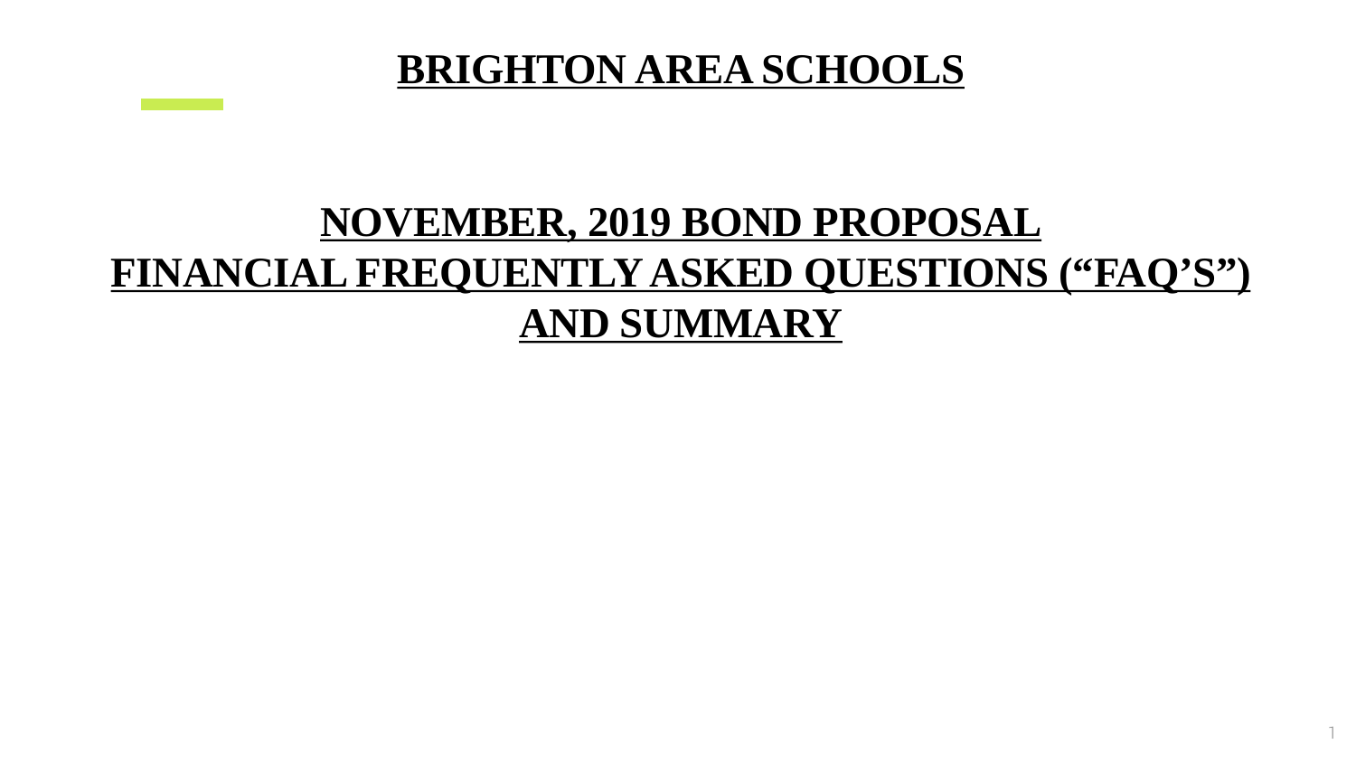# BRIGHTON AREA SCHOOLS

## NOVEMBER, 2019 BOND PROPOSAL
## FINANCIAL FREQUENTLY ASKED QUESTIONS (“FAQ’S”)
## AND SUMMARY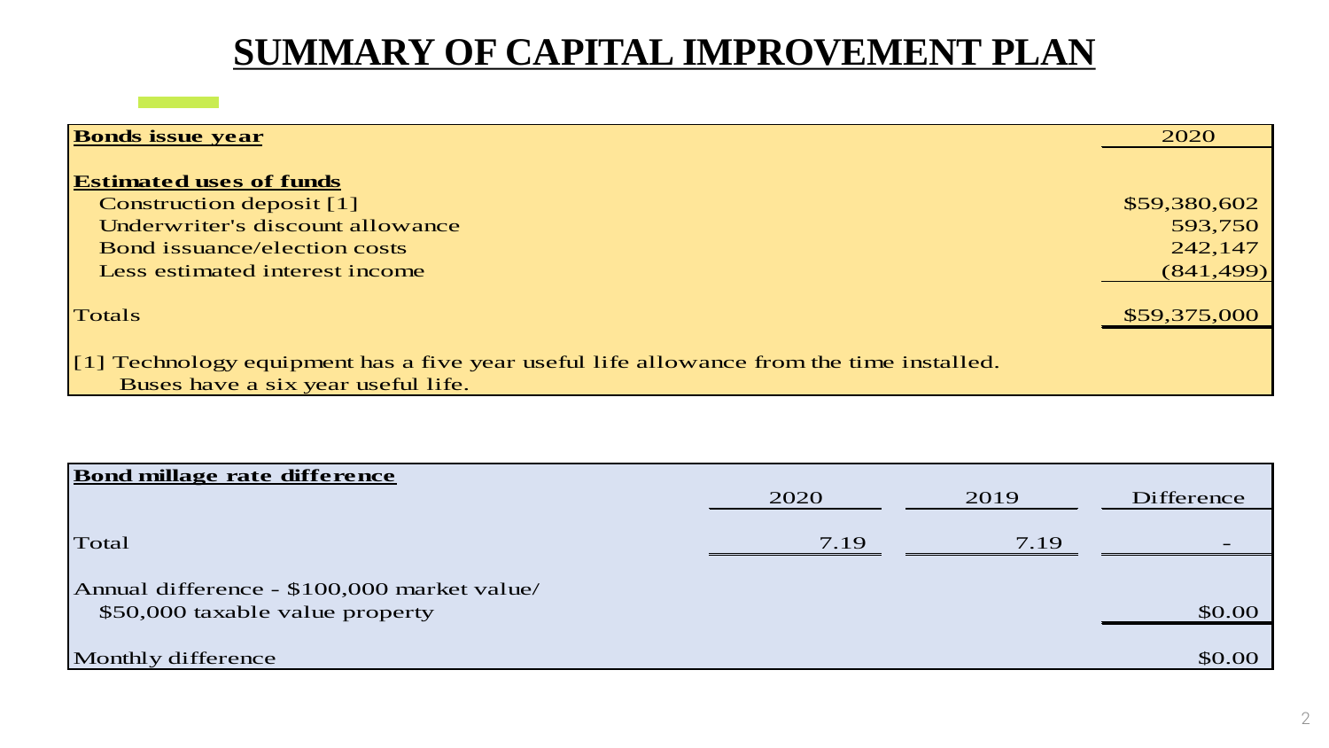# SUMMARY OF CAPITAL IMPROVEMENT PLAN

| **Bonds issue year** | 2020 |
|---|---|
| | |
| **Estimated uses of funds** | |
| Construction deposit [1] | $59,380,602 |
| Underwriter's discount allowance | 593,750 |
| Bond issuance/election costs | 242,147 |
| Less estimated interest income | (841,499) |
| | |
| Totals | $59,375,000 |

[1] Technology equipment has a five year useful life allowance from the time installed.
Buses have a six year useful life.

| **Bond millage rate difference** | 2020 | 2019 | Difference |
|---|---|---|---|
| Total | 7.19 | 7.19 | - |
| Annual difference - $100,000 market value/ $50,000 taxable value property | | | $0.00 |
| Monthly difference | | | $0.00 |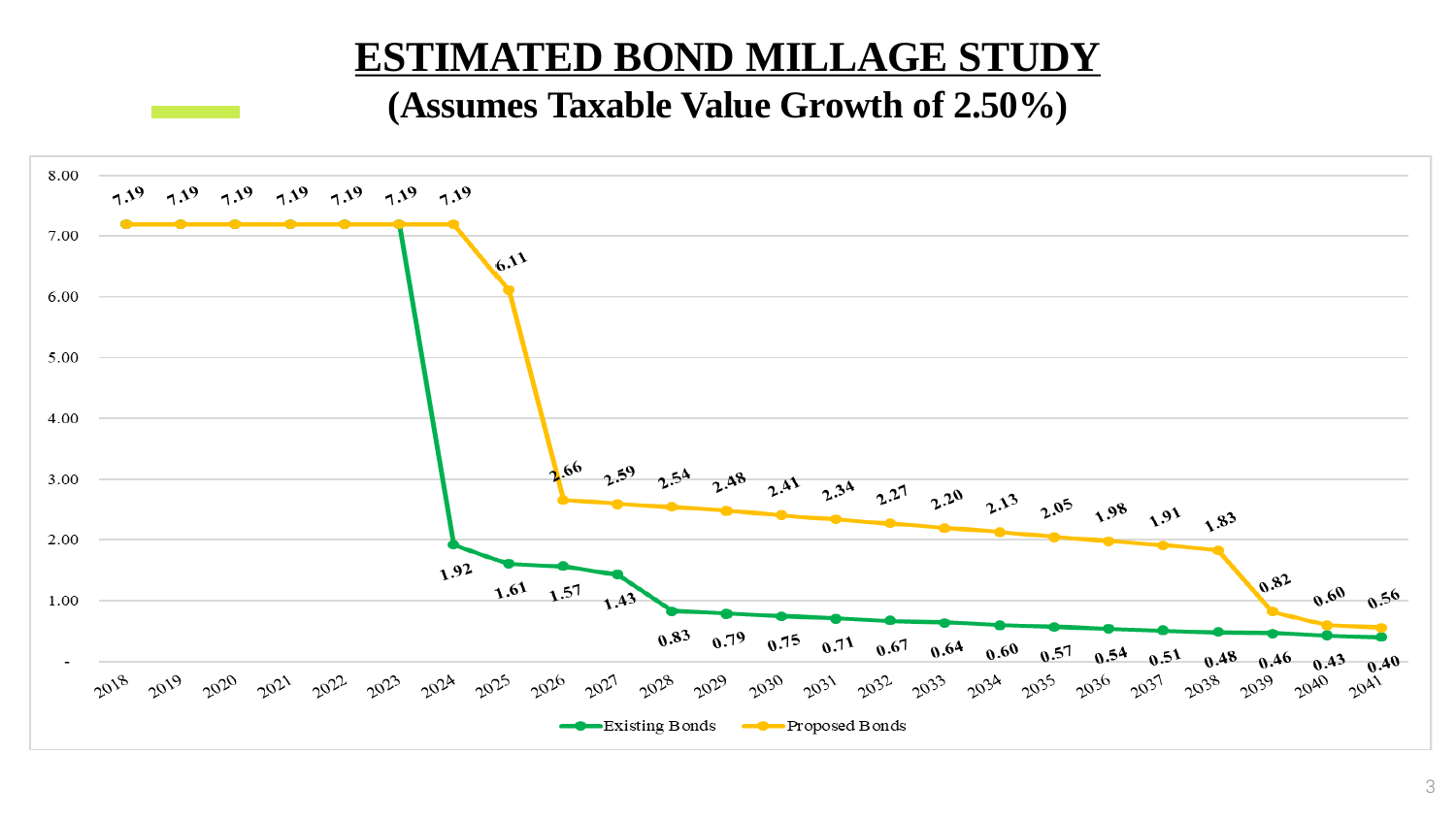# ESTIMATED BOND MILLAGE STUDY

## (Assumes Taxable Value Growth of 2.50%)

| Year | Existing Bonds | Proposed Bonds |
|---|---|---|
| 2018 | 7.19 | 7.19 |
| 2019 | 7.19 | 7.19 |
| 2020 | 7.19 | 7.19 |
| 2021 | 7.19 | 7.19 |
| 2022 | 7.19 | 7.19 |
| 2023 | 7.19 | 7.19 |
| 2024 | 1.92 | 7.19 |
| 2025 | 1.61 | 6.11 |
| 2026 | 1.57 | 2.66 |
| 2027 | 1.43 | 2.59 |
| 2028 | 0.83 | 2.54 |
| 2029 | 0.79 | 2.48 |
| 2030 | 0.75 | 2.41 |
| 2031 | 0.71 | 2.34 |
| 2032 | 0.67 | 2.27 |
| 2033 | 0.64 | 2.20 |
| 2034 | 0.60 | 2.13 |
| 2035 | 0.57 | 2.05 |
| 2036 | 0.54 | 1.98 |
| 2037 | 0.51 | 1.91 |
| 2038 | 0.48 | 1.83 |
| 2039 | 0.46 | 0.82 |
| 2040 | 0.43 | 0.60 |
| 2041 | 0.40 | 0.56 |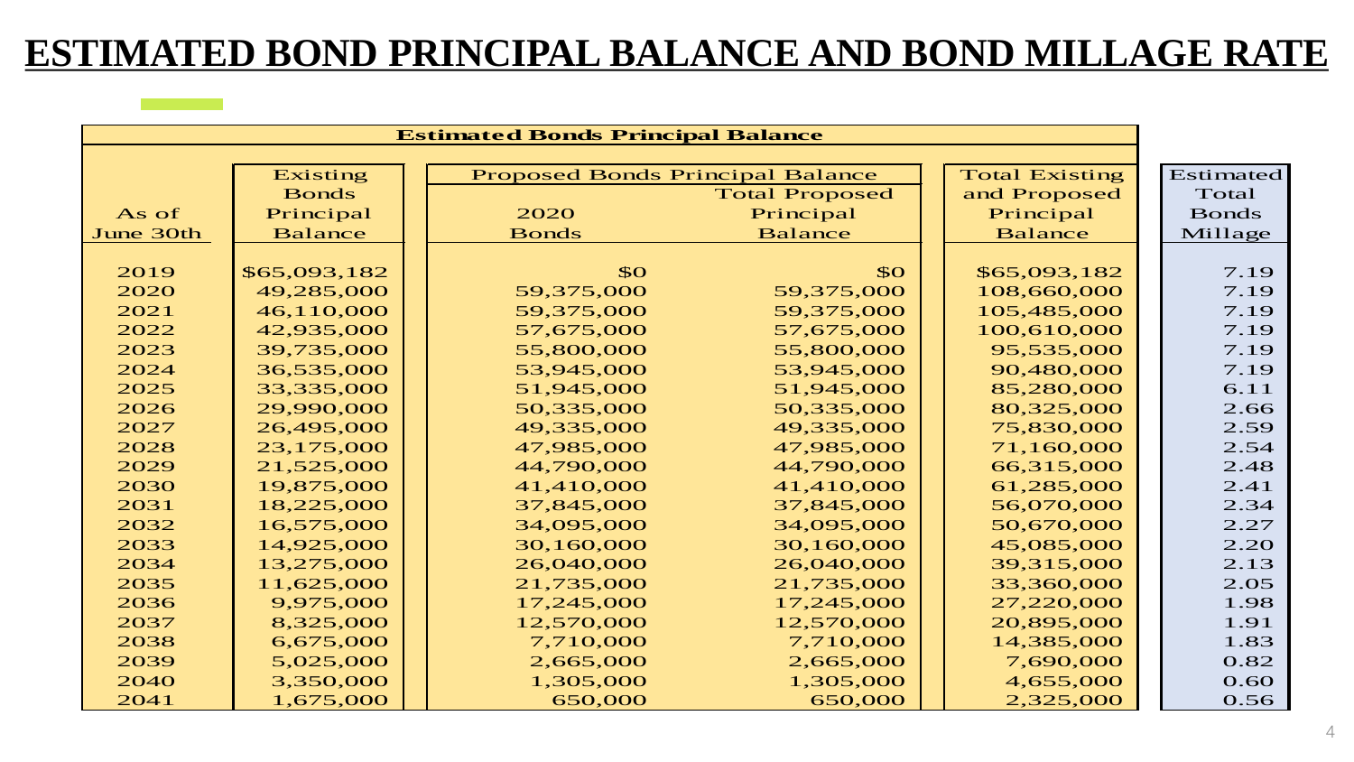# ESTIMATED BOND PRINCIPAL BALANCE AND BOND MILLAGE RATE

| Estimated Bonds Principal Balance | | | | | |
|---|---|---|---|---|---|
| | | Proposed Bonds Principal Balance | | | |
| As of June 30th | Existing Bonds Principal Balance | 2020 Bonds | Total Proposed Principal Balance | Total Existing and Proposed Principal Balance | Estimated Total Bonds Millage |
| 2019 | $65,093,182 | $0 | $0 | $65,093,182 | 7.19 |
| 2020 | 49,285,000 | 59,375,000 | 59,375,000 | 108,660,000 | 7.19 |
| 2021 | 46,110,000 | 59,375,000 | 59,375,000 | 105,485,000 | 7.19 |
| 2022 | 42,935,000 | 57,675,000 | 57,675,000 | 100,610,000 | 7.19 |
| 2023 | 39,735,000 | 55,800,000 | 55,800,000 | 95,535,000 | 7.19 |
| 2024 | 36,535,000 | 53,945,000 | 53,945,000 | 90,480,000 | 7.19 |
| 2025 | 33,335,000 | 51,945,000 | 51,945,000 | 85,280,000 | 6.11 |
| 2026 | 29,990,000 | 50,335,000 | 50,335,000 | 80,325,000 | 2.66 |
| 2027 | 26,495,000 | 49,335,000 | 49,335,000 | 75,830,000 | 2.59 |
| 2028 | 23,175,000 | 47,985,000 | 47,985,000 | 71,160,000 | 2.54 |
| 2029 | 21,525,000 | 44,790,000 | 44,790,000 | 66,315,000 | 2.48 |
| 2030 | 19,875,000 | 41,410,000 | 41,410,000 | 61,285,000 | 2.41 |
| 2031 | 18,225,000 | 37,845,000 | 37,845,000 | 56,070,000 | 2.34 |
| 2032 | 16,575,000 | 34,095,000 | 34,095,000 | 50,670,000 | 2.27 |
| 2033 | 14,925,000 | 30,160,000 | 30,160,000 | 45,085,000 | 2.20 |
| 2034 | 13,275,000 | 26,040,000 | 26,040,000 | 39,315,000 | 2.13 |
| 2035 | 11,625,000 | 21,735,000 | 21,735,000 | 33,360,000 | 2.05 |
| 2036 | 9,975,000 | 17,245,000 | 17,245,000 | 27,220,000 | 1.98 |
| 2037 | 8,325,000 | 12,570,000 | 12,570,000 | 20,895,000 | 1.91 |
| 2038 | 6,675,000 | 7,710,000 | 7,710,000 | 14,385,000 | 1.83 |
| 2039 | 5,025,000 | 2,665,000 | 2,665,000 | 7,690,000 | 0.82 |
| 2040 | 3,350,000 | 1,305,000 | 1,305,000 | 4,655,000 | 0.60 |
| 2041 | 1,675,000 | 650,000 | 650,000 | 2,325,000 | 0.56 |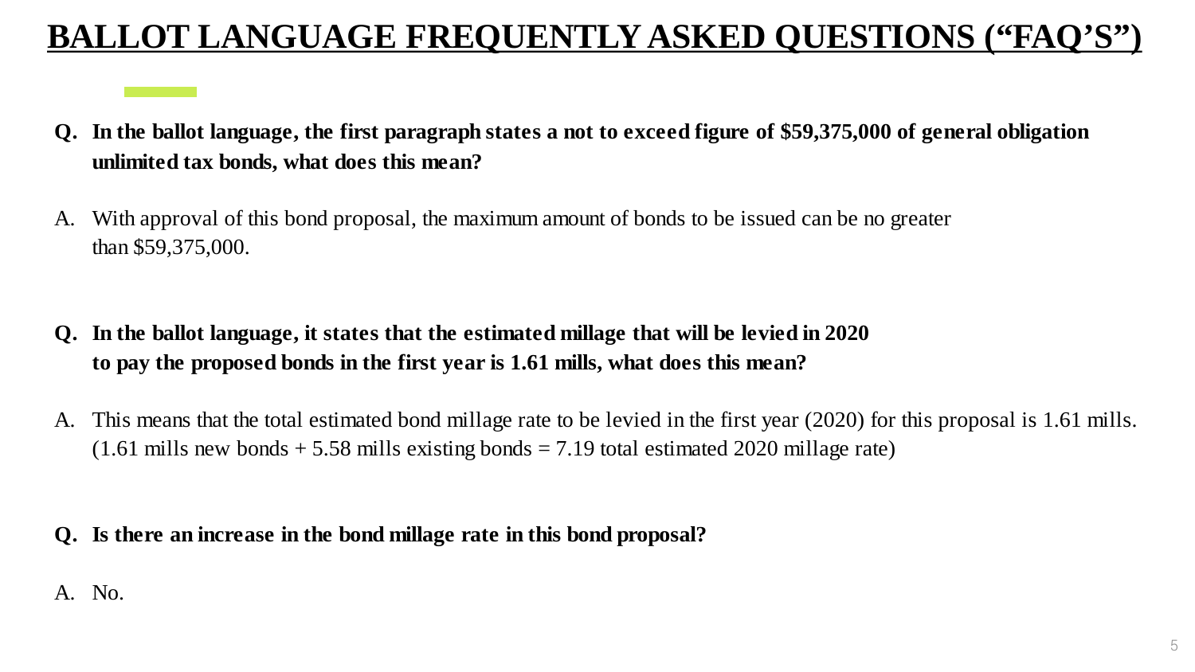# BALLOT LANGUAGE FREQUENTLY ASKED QUESTIONS ("FAQ'S")

**Q. In the ballot language, the first paragraph states a not to exceed figure of $59,375,000 of general obligation unlimited tax bonds, what does this mean?**

A. With approval of this bond proposal, the maximum amount of bonds to be issued can be no greater than $59,375,000.

**Q. In the ballot language, it states that the estimated millage that will be levied in 2020 to pay the proposed bonds in the first year is 1.61 mills, what does this mean?**

A. This means that the total estimated bond millage rate to be levied in the first year (2020) for this proposal is 1.61 mills. (1.61 mills new bonds + 5.58 mills existing bonds = 7.19 total estimated 2020 millage rate)

**Q. Is there an increase in the bond millage rate in this bond proposal?**

A. No.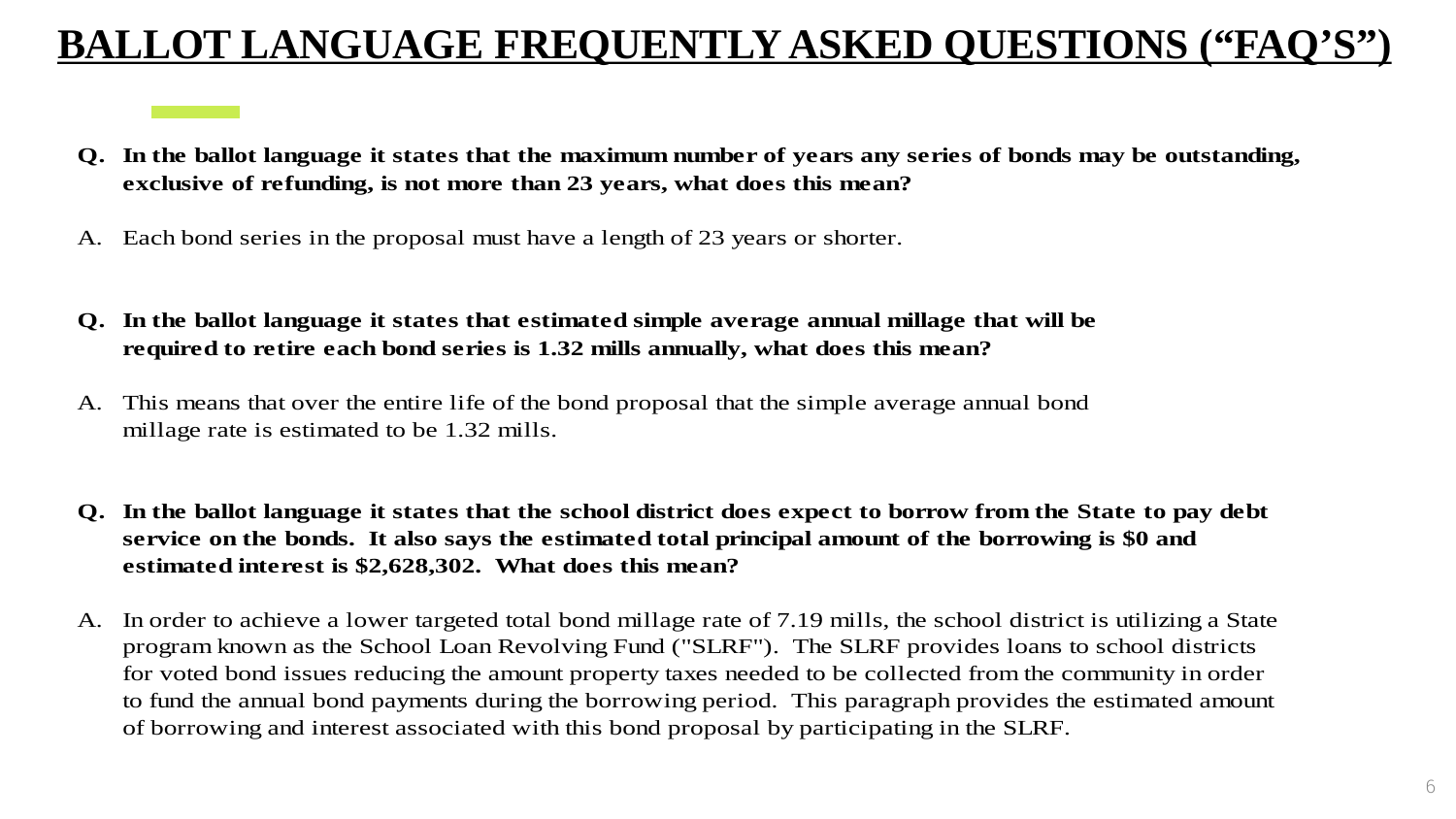# BALLOT LANGUAGE FREQUENTLY ASKED QUESTIONS ("FAQ'S")

**Q. In the ballot language it states that the maximum number of years any series of bonds may be outstanding, exclusive of refunding, is not more than 23 years, what does this mean?**

A. Each bond series in the proposal must have a length of 23 years or shorter.

**Q. In the ballot language it states that estimated simple average annual millage that will be required to retire each bond series is 1.32 mills annually, what does this mean?**

A. This means that over the entire life of the bond proposal that the simple average annual bond millage rate is estimated to be 1.32 mills.

**Q. In the ballot language it states that the school district does expect to borrow from the State to pay debt service on the bonds. It also says the estimated total principal amount of the borrowing is $0 and estimated interest is $2,628,302. What does this mean?**

A. In order to achieve a lower targeted total bond millage rate of 7.19 mills, the school district is utilizing a State program known as the School Loan Revolving Fund ("SLRF"). The SLRF provides loans to school districts for voted bond issues reducing the amount property taxes needed to be collected from the community in order to fund the annual bond payments during the borrowing period. This paragraph provides the estimated amount of borrowing and interest associated with this bond proposal by participating in the SLRF.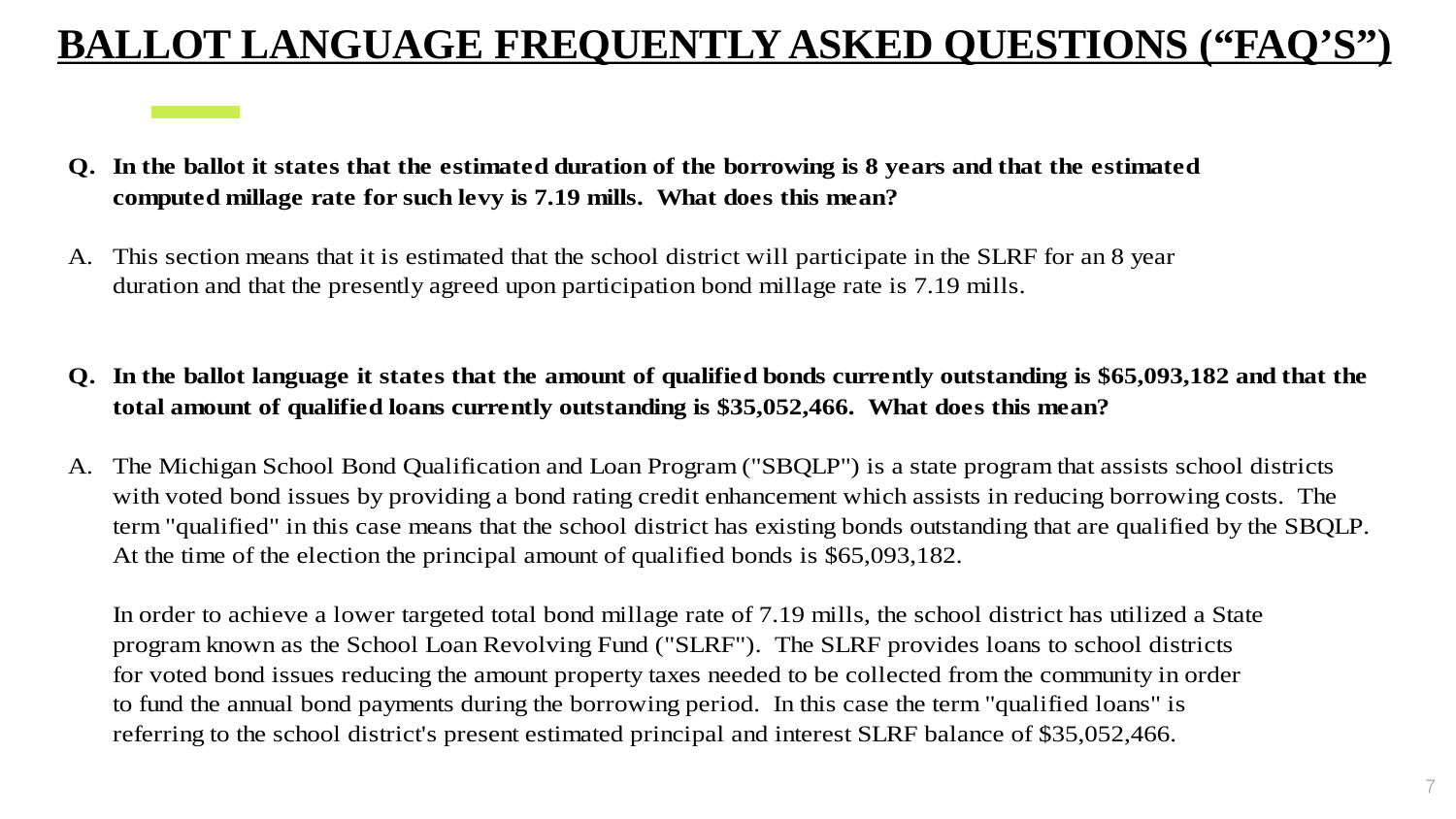# BALLOT LANGUAGE FREQUENTLY ASKED QUESTIONS ("FAQ'S")

**Q. In the ballot it states that the estimated duration of the borrowing is 8 years and that the estimated computed millage rate for such levy is 7.19 mills. What does this mean?**

A. This section means that it is estimated that the school district will participate in the SLRF for an 8 year duration and that the presently agreed upon participation bond millage rate is 7.19 mills.

**Q. In the ballot language it states that the amount of qualified bonds currently outstanding is $65,093,182 and that the total amount of qualified loans currently outstanding is $35,052,466. What does this mean?**

A. The Michigan School Bond Qualification and Loan Program ("SBQLP") is a state program that assists school districts with voted bond issues by providing a bond rating credit enhancement which assists in reducing borrowing costs. The term "qualified" in this case means that the school district has existing bonds outstanding that are qualified by the SBQLP. At the time of the election the principal amount of qualified bonds is $65,093,182.

In order to achieve a lower targeted total bond millage rate of 7.19 mills, the school district has utilized a State program known as the School Loan Revolving Fund ("SLRF"). The SLRF provides loans to school districts for voted bond issues reducing the amount property taxes needed to be collected from the community in order to fund the annual bond payments during the borrowing period. In this case the term "qualified loans" is referring to the school district's present estimated principal and interest SLRF balance of $35,052,466.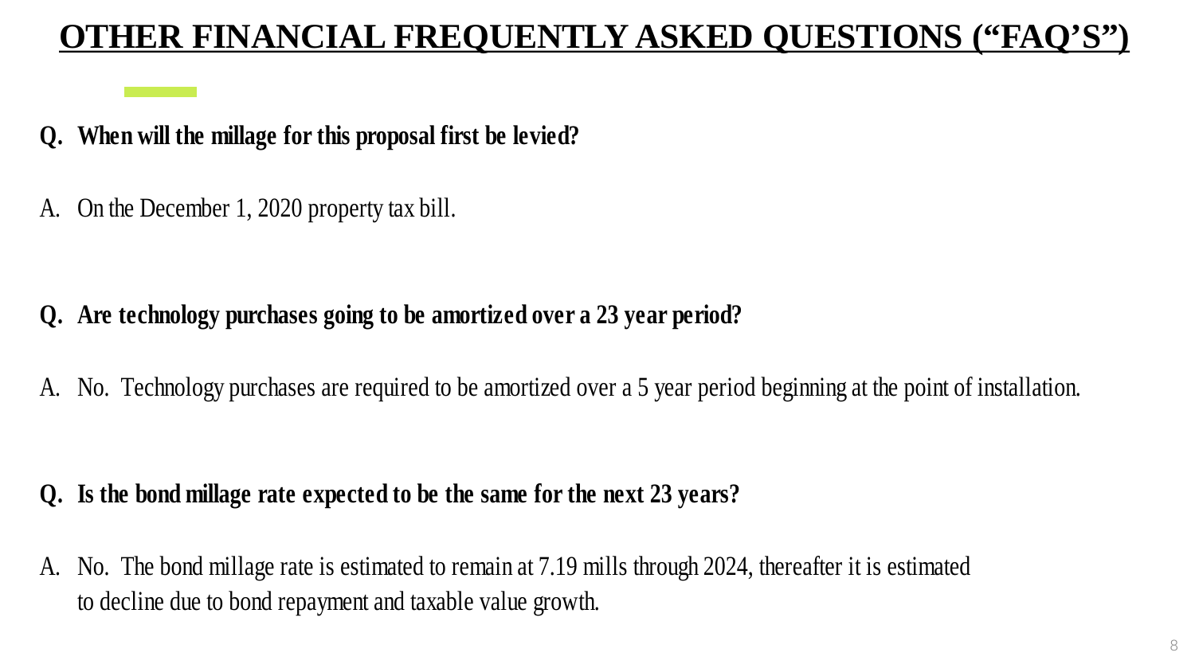# OTHER FINANCIAL FREQUENTLY ASKED QUESTIONS (“FAQ’S”)

**Q. When will the millage for this proposal first be levied?**

A. On the December 1, 2020 property tax bill.

**Q. Are technology purchases going to be amortized over a 23 year period?**

A. No. Technology purchases are required to be amortized over a 5 year period beginning at the point of installation.

**Q. Is the bond millage rate expected to be the same for the next 23 years?**

A. No. The bond millage rate is estimated to remain at 7.19 mills through 2024, thereafter it is estimated to decline due to bond repayment and taxable value growth.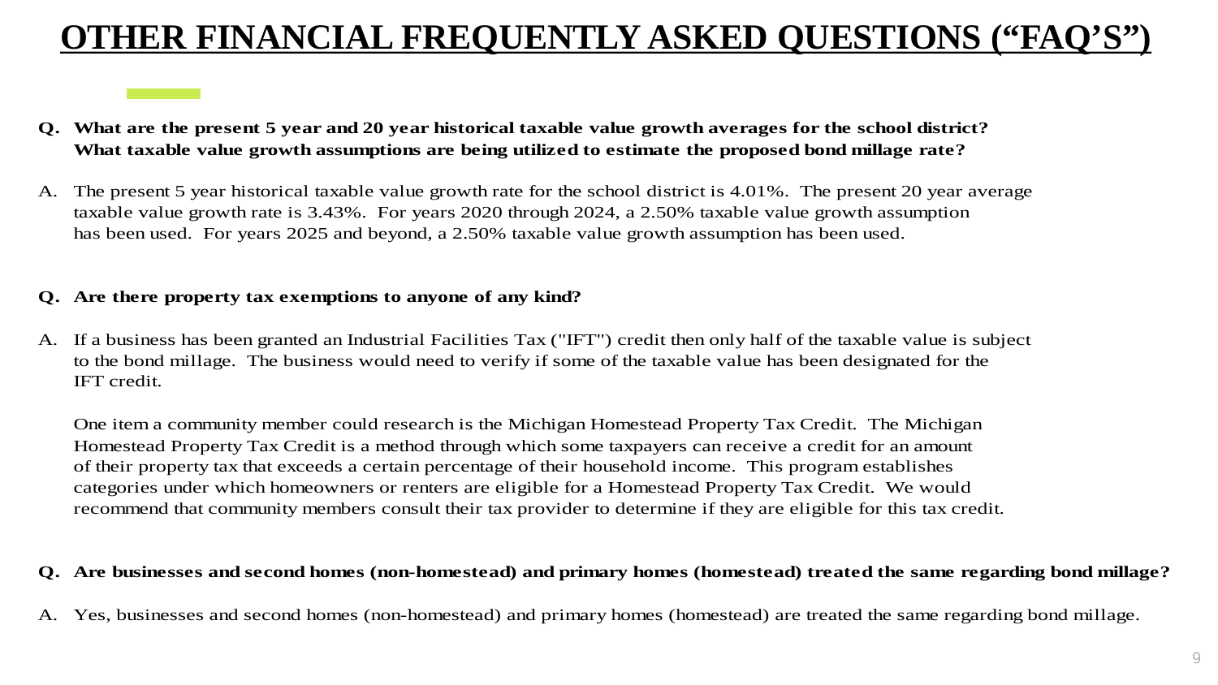# OTHER FINANCIAL FREQUENTLY ASKED QUESTIONS ("FAQ'S")

**Q. What are the present 5 year and 20 year historical taxable value growth averages for the school district? What taxable value growth assumptions are being utilized to estimate the proposed bond millage rate?**

A. The present 5 year historical taxable value growth rate for the school district is 4.01%. The present 20 year average taxable value growth rate is 3.43%. For years 2020 through 2024, a 2.50% taxable value growth assumption has been used. For years 2025 and beyond, a 2.50% taxable value growth assumption has been used.

**Q. Are there property tax exemptions to anyone of any kind?**

A. If a business has been granted an Industrial Facilities Tax ("IFT") credit then only half of the taxable value is subject to the bond millage. The business would need to verify if some of the taxable value has been designated for the IFT credit.

One item a community member could research is the Michigan Homestead Property Tax Credit. The Michigan Homestead Property Tax Credit is a method through which some taxpayers can receive a credit for an amount of their property tax that exceeds a certain percentage of their household income. This program establishes categories under which homeowners or renters are eligible for a Homestead Property Tax Credit. We would recommend that community members consult their tax provider to determine if they are eligible for this tax credit.

**Q. Are businesses and second homes (non-homestead) and primary homes (homestead) treated the same regarding bond millage?**

A. Yes, businesses and second homes (non-homestead) and primary homes (homestead) are treated the same regarding bond millage.